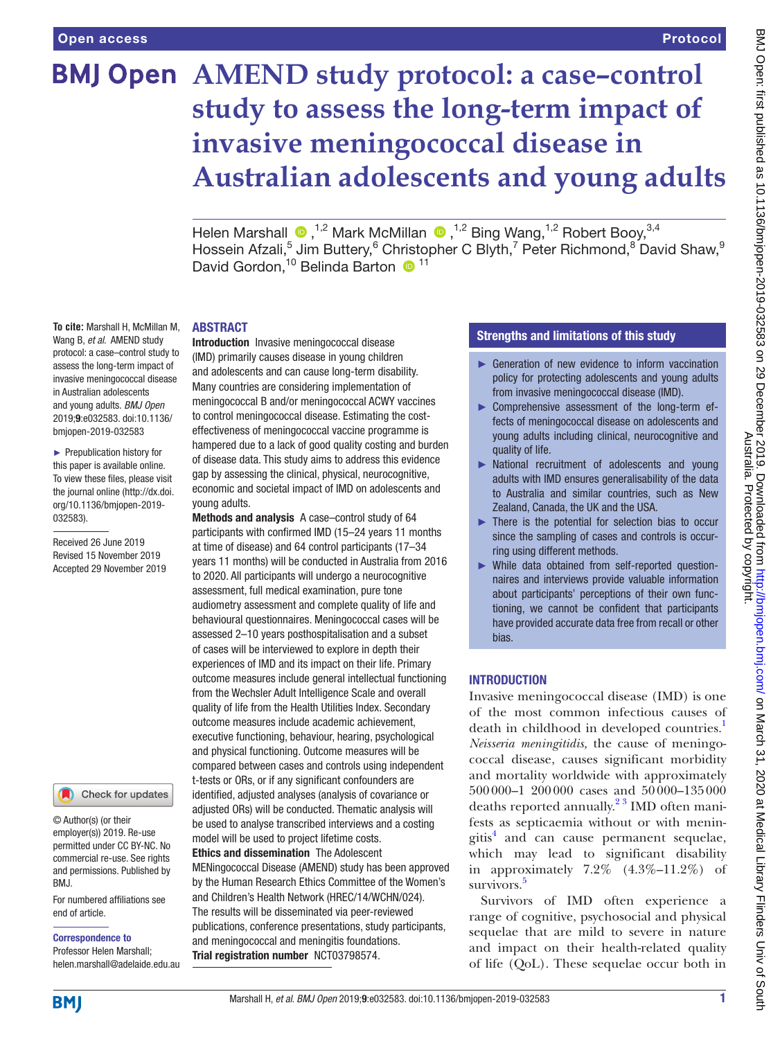Open access

Protocol

# AMEND study protocol: a case–control study to assess the long-term impact of invasive meningococcal disease in Australian adolescents and young adults

Helen Marshall,[1,2] Mark McMillan,[1,2] Bing Wang,[1,2] Robert Booy,[3,4] Hossein Afzali,[5] Jim Buttery,[6] Christopher C Blyth,[7] Peter Richmond,[8] David Shaw,[9] David Gordon,[10] Belinda Barton[11]

**To cite:** Marshall H, McMillan M, Wang B, *et al*. AMEND study protocol: a case–control study to assess the long-term impact of invasive meningococcal disease in Australian adolescents and young adults. *BMJ Open* 2019;**9**:e032583. doi:10.1136/bmjopen-2019-032583

► Prepublication history for this paper is available online. To view these files, please visit the journal online (http://dx.doi.org/10.1136/bmjopen-2019-032583).

Received 26 June 2019
Revised 15 November 2019
Accepted 29 November 2019

© Author(s) (or their employer(s)) 2019. Re-use permitted under CC BY-NC. No commercial re-use. See rights and permissions. Published by BMJ.

For numbered affiliations see end of article.

**Correspondence to**
Professor Helen Marshall; helen.marshall@adelaide.edu.au

## ABSTRACT

**Introduction** Invasive meningococcal disease (IMD) primarily causes disease in young children and adolescents and can cause long-term disability. Many countries are considering implementation of meningococcal B and/or meningococcal ACWY vaccines to control meningococcal disease. Estimating the cost-effectiveness of meningococcal vaccine programme is hampered due to a lack of good quality costing and burden of disease data. This study aims to address this evidence gap by assessing the clinical, physical, neurocognitive, economic and societal impact of IMD on adolescents and young adults.

**Methods and analysis** A case–control study of 64 participants with confirmed IMD (15–24 years 11 months at time of disease) and 64 control participants (17–34 years 11 months) will be conducted in Australia from 2016 to 2020. All participants will undergo a neurocognitive assessment, full medical examination, pure tone audiometry assessment and complete quality of life and behavioural questionnaires. Meningococcal cases will be assessed 2–10 years posthospitalisation and a subset of cases will be interviewed to explore in depth their experiences of IMD and its impact on their life. Primary outcome measures include general intellectual functioning from the Wechsler Adult Intelligence Scale and overall quality of life from the Health Utilities Index. Secondary outcome measures include academic achievement, executive functioning, behaviour, hearing, psychological and physical functioning. Outcome measures will be compared between cases and controls using independent t-tests or ORs, or if any significant confounders are identified, adjusted analyses (analysis of covariance or adjusted ORs) will be conducted. Thematic analysis will be used to analyse transcribed interviews and a costing model will be used to project lifetime costs.

**Ethics and dissemination** The Adolescent MENingococcal Disease (AMEND) study has been approved by the Human Research Ethics Committee of the Women's and Children's Health Network (HREC/14/WCHN/024). The results will be disseminated via peer-reviewed publications, conference presentations, study participants, and meningococcal and meningitis foundations.

**Trial registration number** NCT03798574.

### Strengths and limitations of this study

- Generation of new evidence to inform vaccination policy for protecting adolescents and young adults from invasive meningococcal disease (IMD).
- Comprehensive assessment of the long-term effects of meningococcal disease on adolescents and young adults including clinical, neurocognitive and quality of life.
- National recruitment of adolescents and young adults with IMD ensures generalisability of the data to Australia and similar countries, such as New Zealand, Canada, the UK and the USA.
- There is the potential for selection bias to occur since the sampling of cases and controls is occurring using different methods.
- While data obtained from self-reported questionnaires and interviews provide valuable information about participants' perceptions of their own functioning, we cannot be confident that participants have provided accurate data free from recall or other bias.

## INTRODUCTION

Invasive meningococcal disease (IMD) is one of the most common infectious causes of death in childhood in developed countries.[1] *Neisseria meningitidis,* the cause of meningococcal disease, causes significant morbidity and mortality worldwide with approximately 500 000–1 200 000 cases and 50 000–135 000 deaths reported annually.[2 3] IMD often manifests as septicaemia without or with meningitis[4] and can cause permanent sequelae, which may lead to significant disability in approximately 7.2% (4.3%–11.2%) of survivors.[5]

Survivors of IMD often experience a range of cognitive, psychosocial and physical sequelae that are mild to severe in nature and impact on their health-related quality of life (QoL). These sequelae occur both in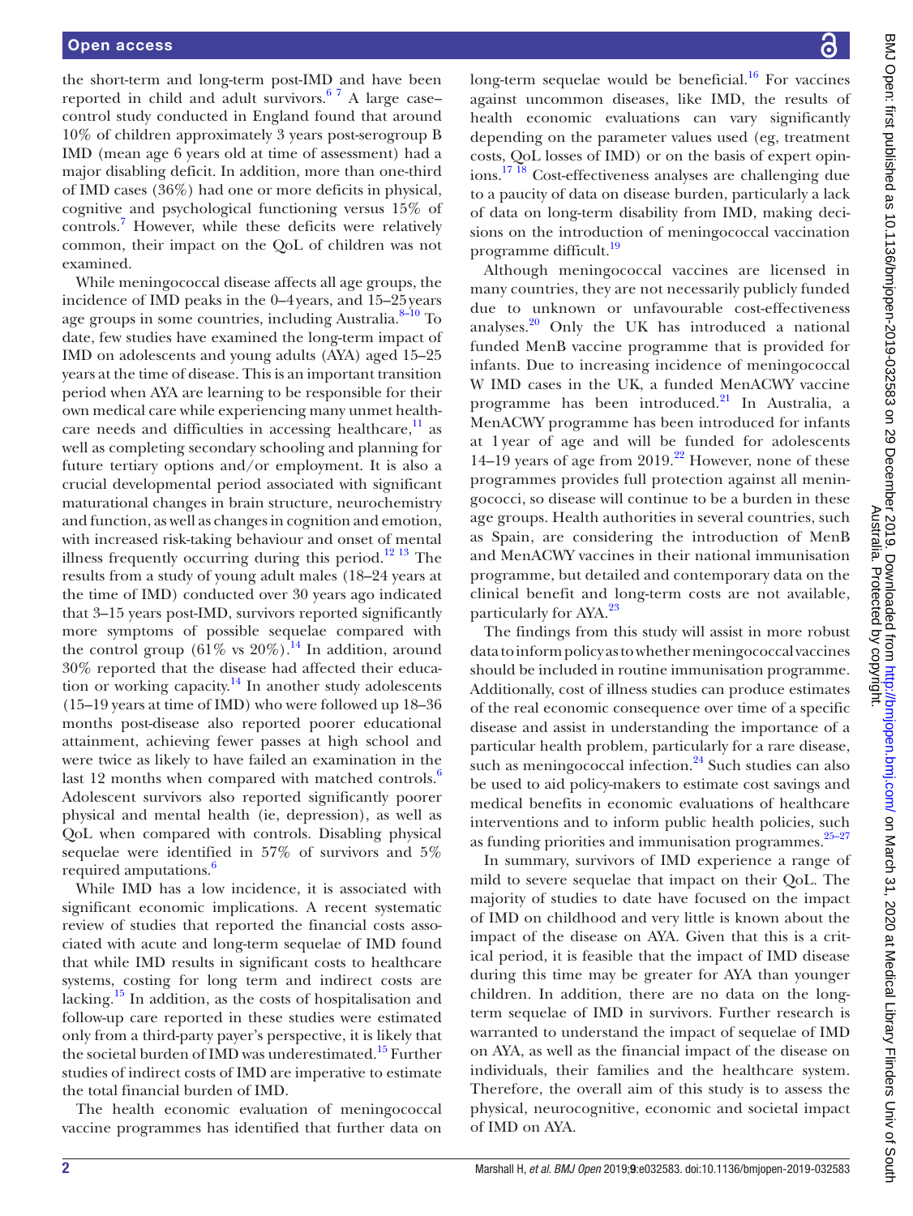the short-term and long-term post-IMD and have been reported in child and adult survivors.[6 7] A large case–control study conducted in England found that around 10% of children approximately 3 years post-serogroup B IMD (mean age 6 years old at time of assessment) had a major disabling deficit. In addition, more than one-third of IMD cases (36%) had one or more deficits in physical, cognitive and psychological functioning versus 15% of controls.[7] However, while these deficits were relatively common, their impact on the QoL of children was not examined.

While meningococcal disease affects all age groups, the incidence of IMD peaks in the 0–4 years, and 15–25 years age groups in some countries, including Australia.[8–10] To date, few studies have examined the long-term impact of IMD on adolescents and young adults (AYA) aged 15–25 years at the time of disease. This is an important transition period when AYA are learning to be responsible for their own medical care while experiencing many unmet healthcare needs and difficulties in accessing healthcare,[11] as well as completing secondary schooling and planning for future tertiary options and/or employment. It is also a crucial developmental period associated with significant maturational changes in brain structure, neurochemistry and function, as well as changes in cognition and emotion, with increased risk-taking behaviour and onset of mental illness frequently occurring during this period.[12 13] The results from a study of young adult males (18–24 years at the time of IMD) conducted over 30 years ago indicated that 3–15 years post-IMD, survivors reported significantly more symptoms of possible sequelae compared with the control group (61% vs 20%).[14] In addition, around 30% reported that the disease had affected their education or working capacity.[14] In another study adolescents (15–19 years at time of IMD) who were followed up 18–36 months post-disease also reported poorer educational attainment, achieving fewer passes at high school and were twice as likely to have failed an examination in the last 12 months when compared with matched controls.[6] Adolescent survivors also reported significantly poorer physical and mental health (ie, depression), as well as QoL when compared with controls. Disabling physical sequelae were identified in 57% of survivors and 5% required amputations.[6]

While IMD has a low incidence, it is associated with significant economic implications. A recent systematic review of studies that reported the financial costs associated with acute and long-term sequelae of IMD found that while IMD results in significant costs to healthcare systems, costing for long term and indirect costs are lacking.[15] In addition, as the costs of hospitalisation and follow-up care reported in these studies were estimated only from a third-party payer's perspective, it is likely that the societal burden of IMD was underestimated.[15] Further studies of indirect costs of IMD are imperative to estimate the total financial burden of IMD.

The health economic evaluation of meningococcal vaccine programmes has identified that further data on long-term sequelae would be beneficial.[16] For vaccines against uncommon diseases, like IMD, the results of health economic evaluations can vary significantly depending on the parameter values used (eg, treatment costs, QoL losses of IMD) or on the basis of expert opinions.[17 18] Cost-effectiveness analyses are challenging due to a paucity of data on disease burden, particularly a lack of data on long-term disability from IMD, making decisions on the introduction of meningococcal vaccination programme difficult.[19]

Although meningococcal vaccines are licensed in many countries, they are not necessarily publicly funded due to unknown or unfavourable cost-effectiveness analyses.[20] Only the UK has introduced a national funded MenB vaccine programme that is provided for infants. Due to increasing incidence of meningococcal W IMD cases in the UK, a funded MenACWY vaccine programme has been introduced.[21] In Australia, a MenACWY programme has been introduced for infants at 1 year of age and will be funded for adolescents 14–19 years of age from 2019.[22] However, none of these programmes provides full protection against all meningococci, so disease will continue to be a burden in these age groups. Health authorities in several countries, such as Spain, are considering the introduction of MenB and MenACWY vaccines in their national immunisation programme, but detailed and contemporary data on the clinical benefit and long-term costs are not available, particularly for AYA.[23]

The findings from this study will assist in more robust data to inform policy as to whether meningococcal vaccines should be included in routine immunisation programme. Additionally, cost of illness studies can produce estimates of the real economic consequence over time of a specific disease and assist in understanding the importance of a particular health problem, particularly for a rare disease, such as meningococcal infection.[24] Such studies can also be used to aid policy-makers to estimate cost savings and medical benefits in economic evaluations of healthcare interventions and to inform public health policies, such as funding priorities and immunisation programmes.[25–27]

In summary, survivors of IMD experience a range of mild to severe sequelae that impact on their QoL. The majority of studies to date have focused on the impact of IMD on childhood and very little is known about the impact of the disease on AYA. Given that this is a critical period, it is feasible that the impact of IMD disease during this time may be greater for AYA than younger children. In addition, there are no data on the long-term sequelae of IMD in survivors. Further research is warranted to understand the impact of sequelae of IMD on AYA, as well as the financial impact of the disease on individuals, their families and the healthcare system. Therefore, the overall aim of this study is to assess the physical, neurocognitive, economic and societal impact of IMD on AYA.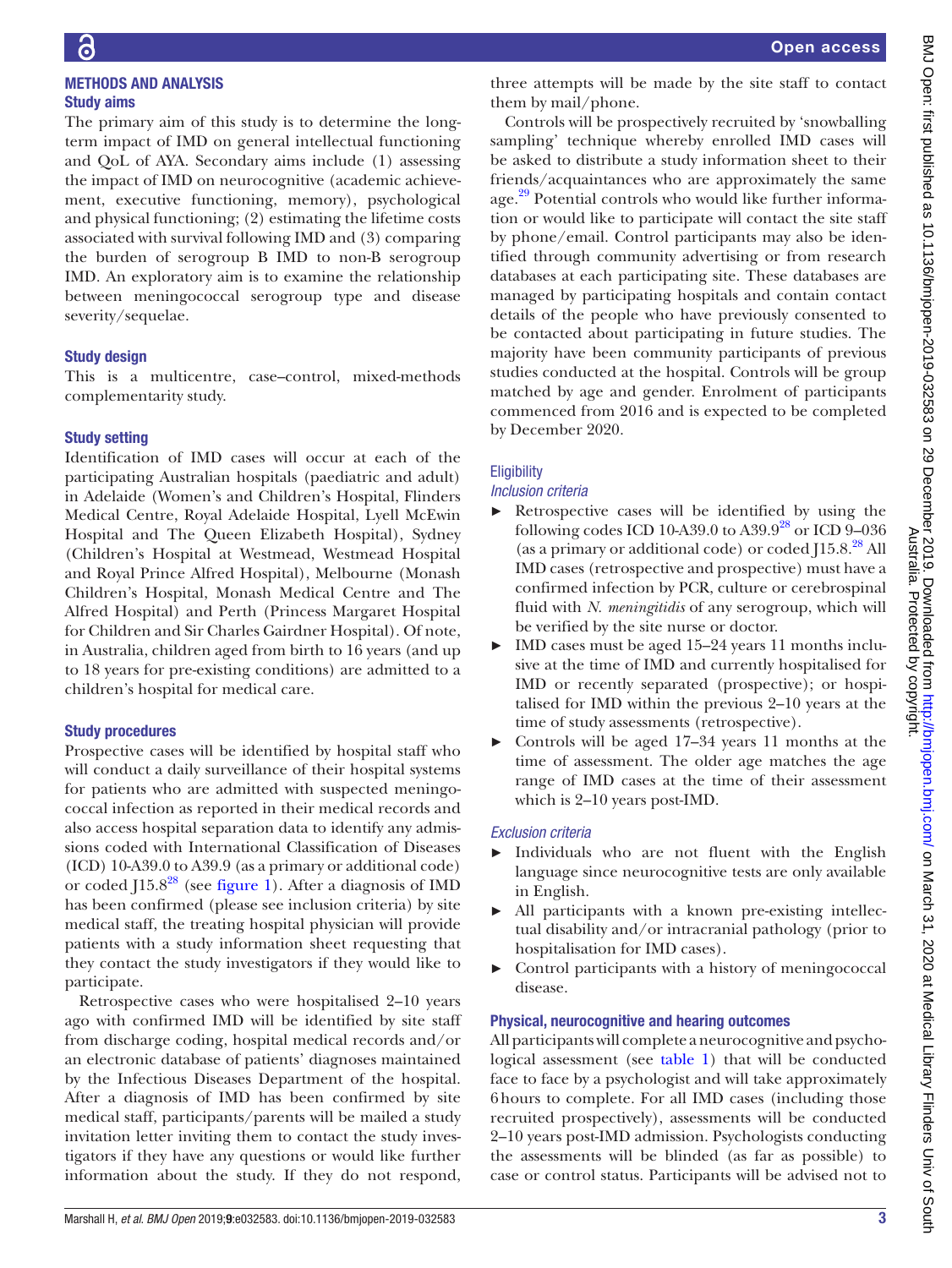## METHODS AND ANALYSIS

### Study aims

The primary aim of this study is to determine the long-term impact of IMD on general intellectual functioning and QoL of AYA. Secondary aims include (1) assessing the impact of IMD on neurocognitive (academic achievement, executive functioning, memory), psychological and physical functioning; (2) estimating the lifetime costs associated with survival following IMD and (3) comparing the burden of serogroup B IMD to non-B serogroup IMD. An exploratory aim is to examine the relationship between meningococcal serogroup type and disease severity/sequelae.

### Study design

This is a multicentre, case–control, mixed-methods complementarity study.

### Study setting

Identification of IMD cases will occur at each of the participating Australian hospitals (paediatric and adult) in Adelaide (Women's and Children's Hospital, Flinders Medical Centre, Royal Adelaide Hospital, Lyell McEwin Hospital and The Queen Elizabeth Hospital), Sydney (Children's Hospital at Westmead, Westmead Hospital and Royal Prince Alfred Hospital), Melbourne (Monash Children's Hospital, Monash Medical Centre and The Alfred Hospital) and Perth (Princess Margaret Hospital for Children and Sir Charles Gairdner Hospital). Of note, in Australia, children aged from birth to 16 years (and up to 18 years for pre-existing conditions) are admitted to a children's hospital for medical care.

### Study procedures

Prospective cases will be identified by hospital staff who will conduct a daily surveillance of their hospital systems for patients who are admitted with suspected meningococcal infection as reported in their medical records and also access hospital separation data to identify any admissions coded with International Classification of Diseases (ICD) 10-A39.0 to A39.9 (as a primary or additional code) or coded J15.8[28] (see figure 1). After a diagnosis of IMD has been confirmed (please see inclusion criteria) by site medical staff, the treating hospital physician will provide patients with a study information sheet requesting that they contact the study investigators if they would like to participate.

Retrospective cases who were hospitalised 2–10 years ago with confirmed IMD will be identified by site staff from discharge coding, hospital medical records and/or an electronic database of patients' diagnoses maintained by the Infectious Diseases Department of the hospital. After a diagnosis of IMD has been confirmed by site medical staff, participants/parents will be mailed a study invitation letter inviting them to contact the study investigators if they have any questions or would like further information about the study. If they do not respond, three attempts will be made by the site staff to contact them by mail/phone.

Controls will be prospectively recruited by 'snowballing sampling' technique whereby enrolled IMD cases will be asked to distribute a study information sheet to their friends/acquaintances who are approximately the same age.[29] Potential controls who would like further information or would like to participate will contact the site staff by phone/email. Control participants may also be identified through community advertising or from research databases at each participating site. These databases are managed by participating hospitals and contain contact details of the people who have previously consented to be contacted about participating in future studies. The majority have been community participants of previous studies conducted at the hospital. Controls will be group matched by age and gender. Enrolment of participants commenced from 2016 and is expected to be completed by December 2020.

### Eligibility

#### *Inclusion criteria*

- Retrospective cases will be identified by using the following codes ICD 10-A39.0 to A39.9[28] or ICD 9–036 (as a primary or additional code) or coded J15.8.[28] All IMD cases (retrospective and prospective) must have a confirmed infection by PCR, culture or cerebrospinal fluid with *N. meningitidis* of any serogroup, which will be verified by the site nurse or doctor.
- IMD cases must be aged 15–24 years 11 months inclusive at the time of IMD and currently hospitalised for IMD or recently separated (prospective); or hospitalised for IMD within the previous 2–10 years at the time of study assessments (retrospective).
- Controls will be aged 17–34 years 11 months at the time of assessment. The older age matches the age range of IMD cases at the time of their assessment which is 2–10 years post-IMD.

#### *Exclusion criteria*

- Individuals who are not fluent with the English language since neurocognitive tests are only available in English.
- All participants with a known pre-existing intellectual disability and/or intracranial pathology (prior to hospitalisation for IMD cases).
- Control participants with a history of meningococcal disease.

### Physical, neurocognitive and hearing outcomes

All participants will complete a neurocognitive and psychological assessment (see table 1) that will be conducted face to face by a psychologist and will take approximately 6 hours to complete. For all IMD cases (including those recruited prospectively), assessments will be conducted 2–10 years post-IMD admission. Psychologists conducting the assessments will be blinded (as far as possible) to case or control status. Participants will be advised not to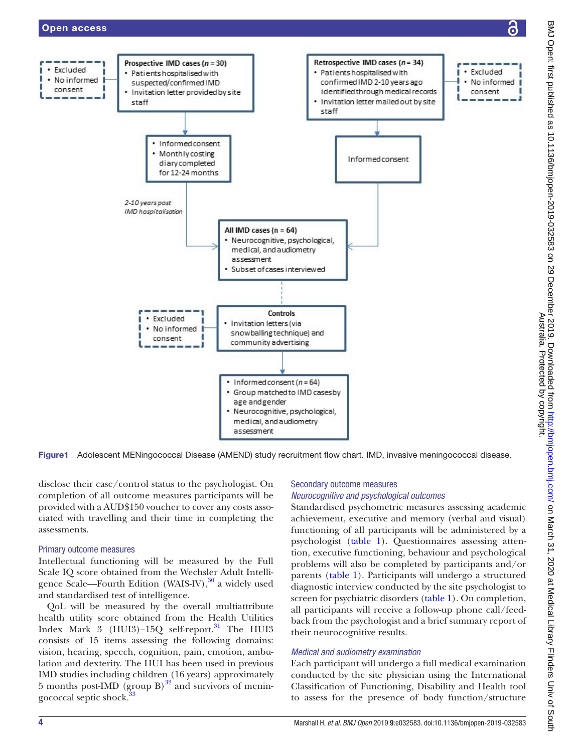Prospective IMD cases (n = 30)
- Patients hospitalised with suspected/confirmed IMD
- Invitation letter provided by site staff

- Excluded
- No informed consent

- Informed consent
- Monthly costing diary completed for 12-24 months

2-10 years post IMD hospitalisation

Retrospective IMD cases (n = 34)
- Patients hospitalised with confirmed IMD 2-10 years ago identified through medical records
- Invitation letter mailed out by site staff

- Excluded
- No informed consent

Informed consent

All IMD cases (n = 64)
- Neurocognitive, psychological, medical, and audiometry assessment
- Subset of cases interviewed

Controls
- Invitation letters (via snowballing technique) and community advertising

- Excluded
- No informed consent

- Informed consent (n = 64)
- Group matched to IMD cases by age and gender
- Neurocognitive, psychological, medical, and audiometry assessment

**Figure 1** Adolescent MENingococcal Disease (AMEND) study recruitment flow chart. IMD, invasive meningococcal disease.

disclose their case/control status to the psychologist. On completion of all outcome measures participants will be provided with a AUD$150 voucher to cover any costs associated with travelling and their time in completing the assessments.

### Primary outcome measures

Intellectual functioning will be measured by the Full Scale IQ score obtained from the Wechsler Adult Intelligence Scale—Fourth Edition (WAIS-IV),[30] a widely used and standardised test of intelligence.

QoL will be measured by the overall multiattribute health utility score obtained from the Health Utilities Index Mark 3 (HUI3)–15Q self-report.[31] The HUI3 consists of 15 items assessing the following domains: vision, hearing, speech, cognition, pain, emotion, ambulation and dexterity. The HUI has been used in previous IMD studies including children (16 years) approximately 5 months post-IMD (group B)[32] and survivors of meningococcal septic shock.[33]

### Secondary outcome measures

#### *Neurocognitive and psychological outcomes*

Standardised psychometric measures assessing academic achievement, executive and memory (verbal and visual) functioning of all participants will be administered by a psychologist (table 1). Questionnaires assessing attention, executive functioning, behaviour and psychological problems will also be completed by participants and/or parents (table 1). Participants will undergo a structured diagnostic interview conducted by the site psychologist to screen for psychiatric disorders (table 1). On completion, all participants will receive a follow-up phone call/feedback from the psychologist and a brief summary report of their neurocognitive results.

#### *Medical and audiometry examination*

Each participant will undergo a full medical examination conducted by the site physician using the International Classification of Functioning, Disability and Health tool to assess for the presence of body function/structure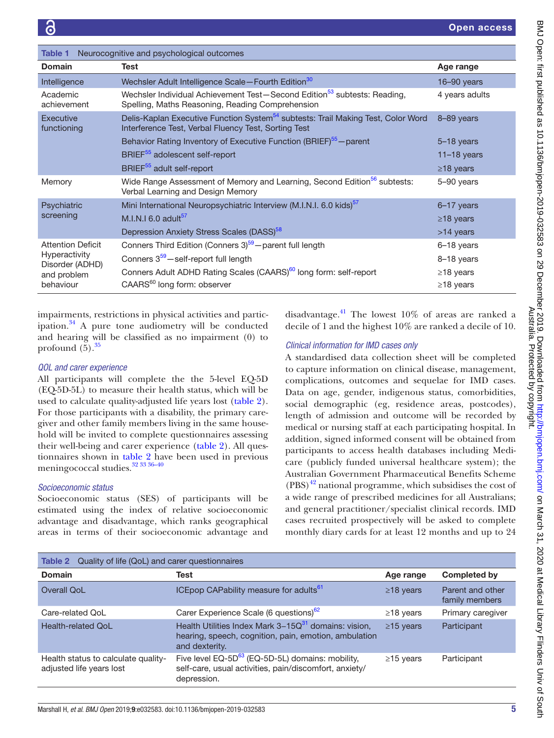**Table 1** Neurocognitive and psychological outcomes

| Domain | Test | Age range |
|---|---|---|
| Intelligence | Wechsler Adult Intelligence Scale—Fourth Edition[30] | 16–90 years |
| Academic achievement | Wechsler Individual Achievement Test—Second Edition[53] subtests: Reading, Spelling, Maths Reasoning, Reading Comprehension | 4 years adults |
| Executive functioning | Delis-Kaplan Executive Function System[54] subtests: Trail Making Test, Color Word Interference Test, Verbal Fluency Test, Sorting Test | 8–89 years |
| | Behavior Rating Inventory of Executive Function (BRIEF)[55]—parent | 5–18 years |
| | BRIEF[55] adolescent self-report | 11–18 years |
| | BRIEF[55] adult self-report | ≥18 years |
| Memory | Wide Range Assessment of Memory and Learning, Second Edition[56] subtests: Verbal Learning and Design Memory | 5–90 years |
| Psychiatric screening | Mini International Neuropsychiatric Interview (M.I.N.I. 6.0 kids)[57] | 6–17 years |
| | M.I.N.I 6.0 adult[57] | ≥18 years |
| | Depression Anxiety Stress Scales (DASS)[58] | >14 years |
| Attention Deficit Hyperactivity Disorder (ADHD) and problem behaviour | Conners Third Edition (Conners 3)[59]—parent full length | 6–18 years |
| | Conners 3[59]—self-report full length | 8–18 years |
| | Conners Adult ADHD Rating Scales (CAARS)[60] long form: self-report | ≥18 years |
| | CAARS[60] long form: observer | ≥18 years |

impairments, restrictions in physical activities and participation.[34] A pure tone audiometry will be conducted and hearing will be classified as no impairment (0) to profound (5).[35]

### QOL and carer experience

All participants will complete the the 5-level EQ-5D (EQ-5D-5L) to measure their health status, which will be used to calculate quality-adjusted life years lost (table 2). For those participants with a disability, the primary caregiver and other family members living in the same household will be invited to complete questionnaires assessing their well-being and carer experience (table 2). All questionnaires shown in table 2 have been used in previous meningococcal studies.[32 33 36–40]

### Socioeconomic status

Socioeconomic status (SES) of participants will be estimated using the index of relative socioeconomic advantage and disadvantage, which ranks geographical areas in terms of their socioeconomic advantage and disadvantage.[41] The lowest 10% of areas are ranked a decile of 1 and the highest 10% are ranked a decile of 10.

### Clinical information for IMD cases only

A standardised data collection sheet will be completed to capture information on clinical disease, management, complications, outcomes and sequelae for IMD cases. Data on age, gender, indigenous status, comorbidities, social demographic (eg, residence areas, postcodes), length of admission and outcome will be recorded by medical or nursing staff at each participating hospital. In addition, signed informed consent will be obtained from participants to access health databases including Medicare (publicly funded universal healthcare system); the Australian Government Pharmaceutical Benefits Scheme (PBS)[42] national programme, which subsidises the cost of a wide range of prescribed medicines for all Australians; and general practitioner/specialist clinical records. IMD cases recruited prospectively will be asked to complete monthly diary cards for at least 12 months and up to 24

**Table 2** Quality of life (QoL) and carer questionnaires

| Domain | Test | Age range | Completed by |
|---|---|---|---|
| Overall QoL | ICEpop CAPability measure for adults[61] | ≥18 years | Parent and other family members |
| Care-related QoL | Carer Experience Scale (6 questions)[62] | ≥18 years | Primary caregiver |
| Health-related QoL | Health Utilities Index Mark 3–15Q[31] domains: vision, hearing, speech, cognition, pain, emotion, ambulation and dexterity. | ≥15 years | Participant |
| Health status to calculate quality-adjusted life years lost | Five level EQ-5D[63] (EQ-5D-5L) domains: mobility, self-care, usual activities, pain/discomfort, anxiety/depression. | ≥15 years | Participant |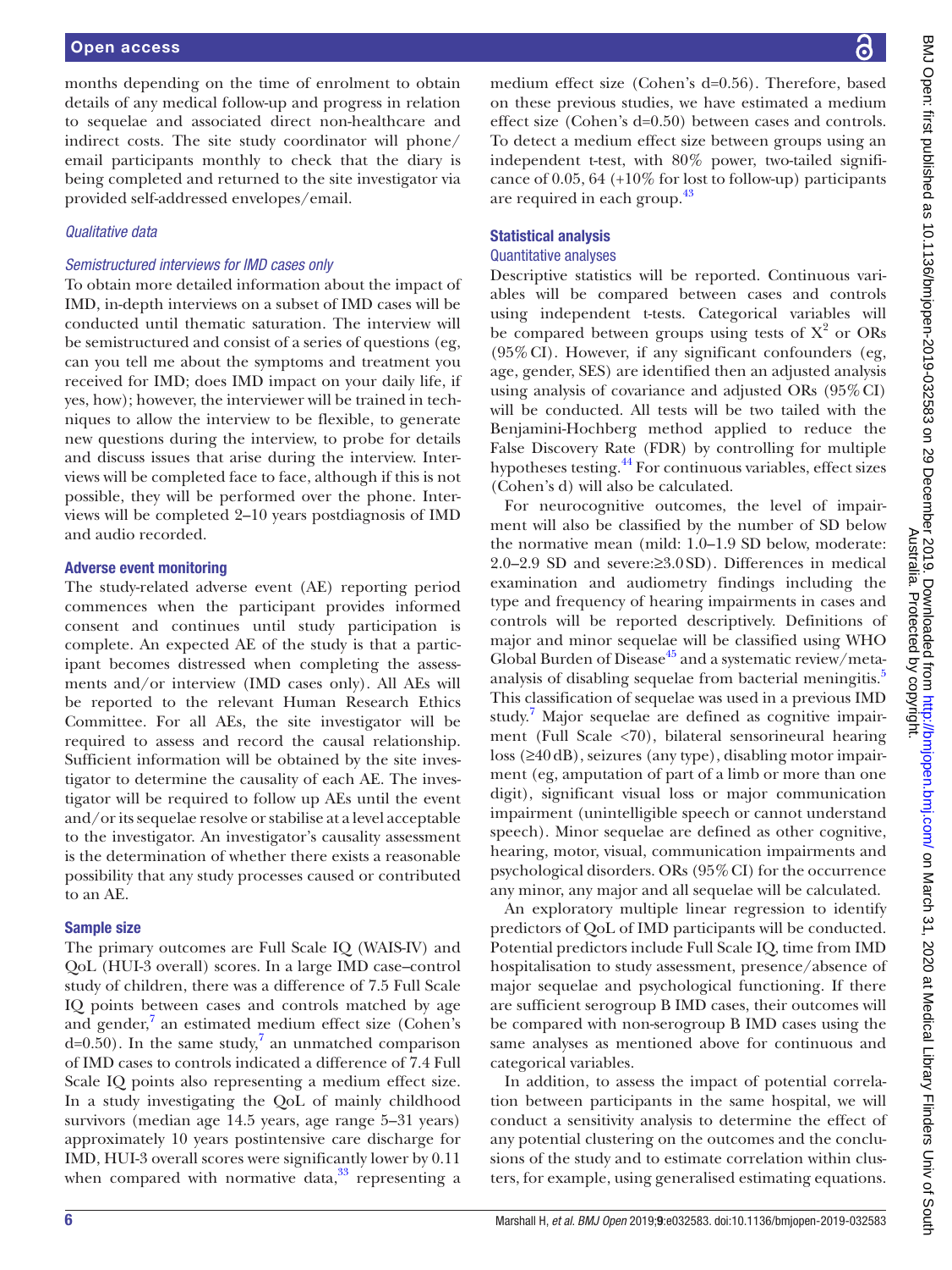months depending on the time of enrolment to obtain details of any medical follow-up and progress in relation to sequelae and associated direct non-healthcare and indirect costs. The site study coordinator will phone/email participants monthly to check that the diary is being completed and returned to the site investigator via provided self-addressed envelopes/email.

### *Qualitative data*

#### *Semistructured interviews for IMD cases only*

To obtain more detailed information about the impact of IMD, in-depth interviews on a subset of IMD cases will be conducted until thematic saturation. The interview will be semistructured and consist of a series of questions (eg, can you tell me about the symptoms and treatment you received for IMD; does IMD impact on your daily life, if yes, how); however, the interviewer will be trained in techniques to allow the interview to be flexible, to generate new questions during the interview, to probe for details and discuss issues that arise during the interview. Interviews will be completed face to face, although if this is not possible, they will be performed over the phone. Interviews will be completed 2–10 years postdiagnosis of IMD and audio recorded.

## Adverse event monitoring

The study-related adverse event (AE) reporting period commences when the participant provides informed consent and continues until study participation is complete. An expected AE of the study is that a participant becomes distressed when completing the assessments and/or interview (IMD cases only). All AEs will be reported to the relevant Human Research Ethics Committee. For all AEs, the site investigator will be required to assess and record the causal relationship. Sufficient information will be obtained by the site investigator to determine the causality of each AE. The investigator will be required to follow up AEs until the event and/or its sequelae resolve or stabilise at a level acceptable to the investigator. An investigator's causality assessment is the determination of whether there exists a reasonable possibility that any study processes caused or contributed to an AE.

## Sample size

The primary outcomes are Full Scale IQ (WAIS-IV) and QoL (HUI-3 overall) scores. In a large IMD case–control study of children, there was a difference of 7.5 Full Scale IQ points between cases and controls matched by age and gender,[7] an estimated medium effect size (Cohen's d=0.50). In the same study,[7] an unmatched comparison of IMD cases to controls indicated a difference of 7.4 Full Scale IQ points also representing a medium effect size. In a study investigating the QoL of mainly childhood survivors (median age 14.5 years, age range 5–31 years) approximately 10 years postintensive care discharge for IMD, HUI-3 overall scores were significantly lower by 0.11 when compared with normative data,[33] representing a medium effect size (Cohen's d=0.56). Therefore, based on these previous studies, we have estimated a medium effect size (Cohen's d=0.50) between cases and controls. To detect a medium effect size between groups using an independent t-test, with 80% power, two-tailed significance of 0.05, 64 (+10% for lost to follow-up) participants are required in each group.[43]

## Statistical analysis

### Quantitative analyses

Descriptive statistics will be reported. Continuous variables will be compared between cases and controls using independent t-tests. Categorical variables will be compared between groups using tests of $X^2$ or ORs (95% CI). However, if any significant confounders (eg, age, gender, SES) are identified then an adjusted analysis using analysis of covariance and adjusted ORs (95% CI) will be conducted. All tests will be two tailed with the Benjamini-Hochberg method applied to reduce the False Discovery Rate (FDR) by controlling for multiple hypotheses testing.[44] For continuous variables, effect sizes (Cohen's d) will also be calculated.

For neurocognitive outcomes, the level of impairment will also be classified by the number of SD below the normative mean (mild: 1.0–1.9 SD below, moderate: 2.0–2.9 SD and severe:≥3.0 SD). Differences in medical examination and audiometry findings including the type and frequency of hearing impairments in cases and controls will be reported descriptively. Definitions of major and minor sequelae will be classified using WHO Global Burden of Disease[45] and a systematic review/meta-analysis of disabling sequelae from bacterial meningitis.[5] This classification of sequelae was used in a previous IMD study.[7] Major sequelae are defined as cognitive impairment (Full Scale <70), bilateral sensorineural hearing loss (≥40 dB), seizures (any type), disabling motor impairment (eg, amputation of part of a limb or more than one digit), significant visual loss or major communication impairment (unintelligible speech or cannot understand speech). Minor sequelae are defined as other cognitive, hearing, motor, visual, communication impairments and psychological disorders. ORs (95% CI) for the occurrence any minor, any major and all sequelae will be calculated.

An exploratory multiple linear regression to identify predictors of QoL of IMD participants will be conducted. Potential predictors include Full Scale IQ, time from IMD hospitalisation to study assessment, presence/absence of major sequelae and psychological functioning. If there are sufficient serogroup B IMD cases, their outcomes will be compared with non-serogroup B IMD cases using the same analyses as mentioned above for continuous and categorical variables.

In addition, to assess the impact of potential correlation between participants in the same hospital, we will conduct a sensitivity analysis to determine the effect of any potential clustering on the outcomes and the conclusions of the study and to estimate correlation within clusters, for example, using generalised estimating equations.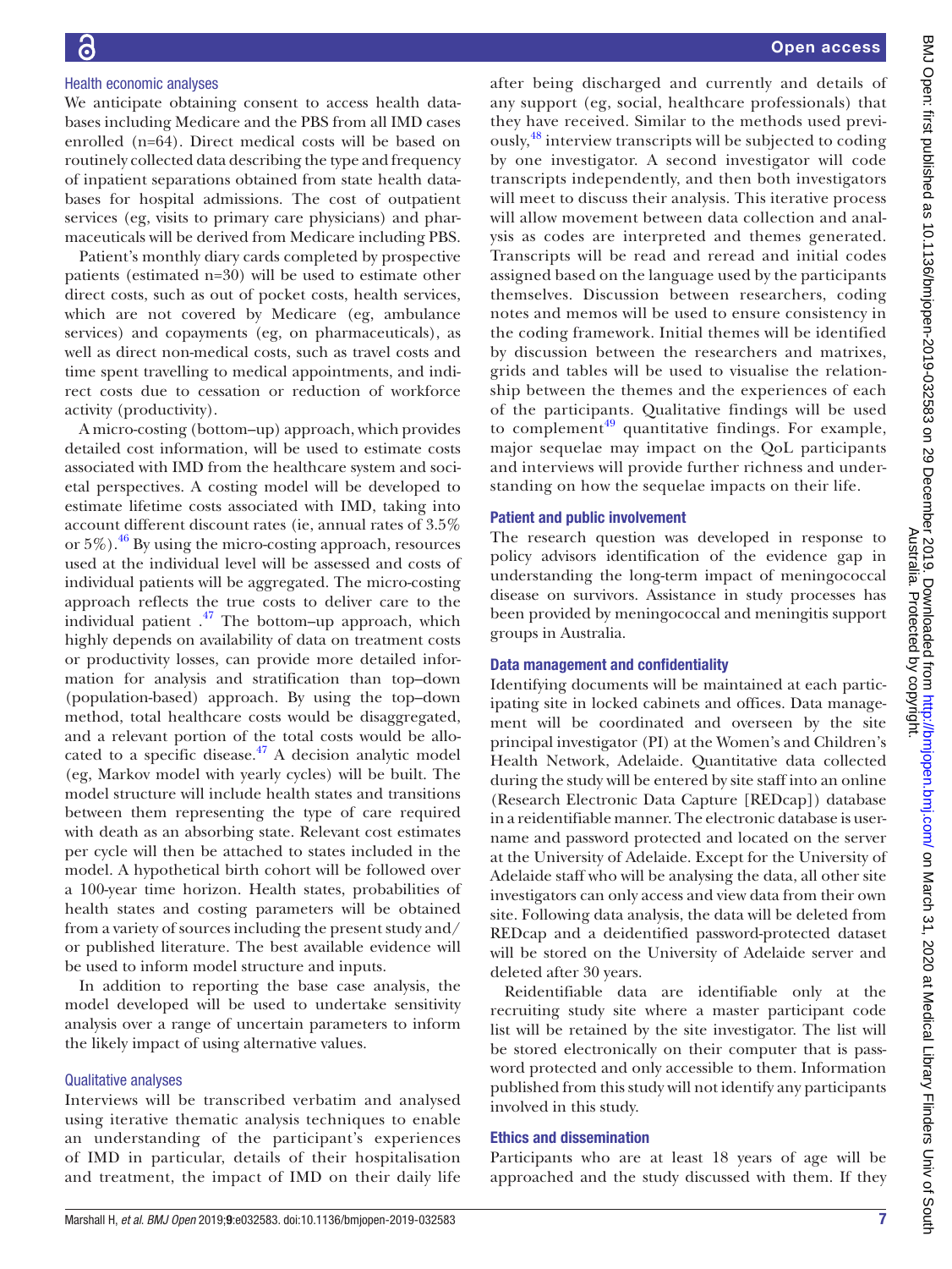### Health economic analyses

We anticipate obtaining consent to access health databases including Medicare and the PBS from all IMD cases enrolled (n=64). Direct medical costs will be based on routinely collected data describing the type and frequency of inpatient separations obtained from state health databases for hospital admissions. The cost of outpatient services (eg, visits to primary care physicians) and pharmaceuticals will be derived from Medicare including PBS.

Patient's monthly diary cards completed by prospective patients (estimated n=30) will be used to estimate other direct costs, such as out of pocket costs, health services, which are not covered by Medicare (eg, ambulance services) and copayments (eg, on pharmaceuticals), as well as direct non-medical costs, such as travel costs and time spent travelling to medical appointments, and indirect costs due to cessation or reduction of workforce activity (productivity).

A micro-costing (bottom–up) approach, which provides detailed cost information, will be used to estimate costs associated with IMD from the healthcare system and societal perspectives. A costing model will be developed to estimate lifetime costs associated with IMD, taking into account different discount rates (ie, annual rates of 3.5% or 5%).[46] By using the micro-costing approach, resources used at the individual level will be assessed and costs of individual patients will be aggregated. The micro-costing approach reflects the true costs to deliver care to the individual patient .[47] The bottom–up approach, which highly depends on availability of data on treatment costs or productivity losses, can provide more detailed information for analysis and stratification than top–down (population-based) approach. By using the top–down method, total healthcare costs would be disaggregated, and a relevant portion of the total costs would be allocated to a specific disease.[47] A decision analytic model (eg, Markov model with yearly cycles) will be built. The model structure will include health states and transitions between them representing the type of care required with death as an absorbing state. Relevant cost estimates per cycle will then be attached to states included in the model. A hypothetical birth cohort will be followed over a 100-year time horizon. Health states, probabilities of health states and costing parameters will be obtained from a variety of sources including the present study and/or published literature. The best available evidence will be used to inform model structure and inputs.

In addition to reporting the base case analysis, the model developed will be used to undertake sensitivity analysis over a range of uncertain parameters to inform the likely impact of using alternative values.

### Qualitative analyses

Interviews will be transcribed verbatim and analysed using iterative thematic analysis techniques to enable an understanding of the participant's experiences of IMD in particular, details of their hospitalisation and treatment, the impact of IMD on their daily life after being discharged and currently and details of any support (eg, social, healthcare professionals) that they have received. Similar to the methods used previously,[48] interview transcripts will be subjected to coding by one investigator. A second investigator will code transcripts independently, and then both investigators will meet to discuss their analysis. This iterative process will allow movement between data collection and analysis as codes are interpreted and themes generated. Transcripts will be read and reread and initial codes assigned based on the language used by the participants themselves. Discussion between researchers, coding notes and memos will be used to ensure consistency in the coding framework. Initial themes will be identified by discussion between the researchers and matrixes, grids and tables will be used to visualise the relationship between the themes and the experiences of each of the participants. Qualitative findings will be used to complement[49] quantitative findings. For example, major sequelae may impact on the QoL participants and interviews will provide further richness and understanding on how the sequelae impacts on their life.

## Patient and public involvement

The research question was developed in response to policy advisors identification of the evidence gap in understanding the long-term impact of meningococcal disease on survivors. Assistance in study processes has been provided by meningococcal and meningitis support groups in Australia.

## Data management and confidentiality

Identifying documents will be maintained at each participating site in locked cabinets and offices. Data management will be coordinated and overseen by the site principal investigator (PI) at the Women's and Children's Health Network, Adelaide. Quantitative data collected during the study will be entered by site staff into an online (Research Electronic Data Capture [REDcap]) database in a reidentifiable manner. The electronic database is username and password protected and located on the server at the University of Adelaide. Except for the University of Adelaide staff who will be analysing the data, all other site investigators can only access and view data from their own site. Following data analysis, the data will be deleted from REDcap and a deidentified password-protected dataset will be stored on the University of Adelaide server and deleted after 30 years.

Reidentifiable data are identifiable only at the recruiting study site where a master participant code list will be retained by the site investigator. The list will be stored electronically on their computer that is password protected and only accessible to them. Information published from this study will not identify any participants involved in this study.

## Ethics and dissemination

Participants who are at least 18 years of age will be approached and the study discussed with them. If they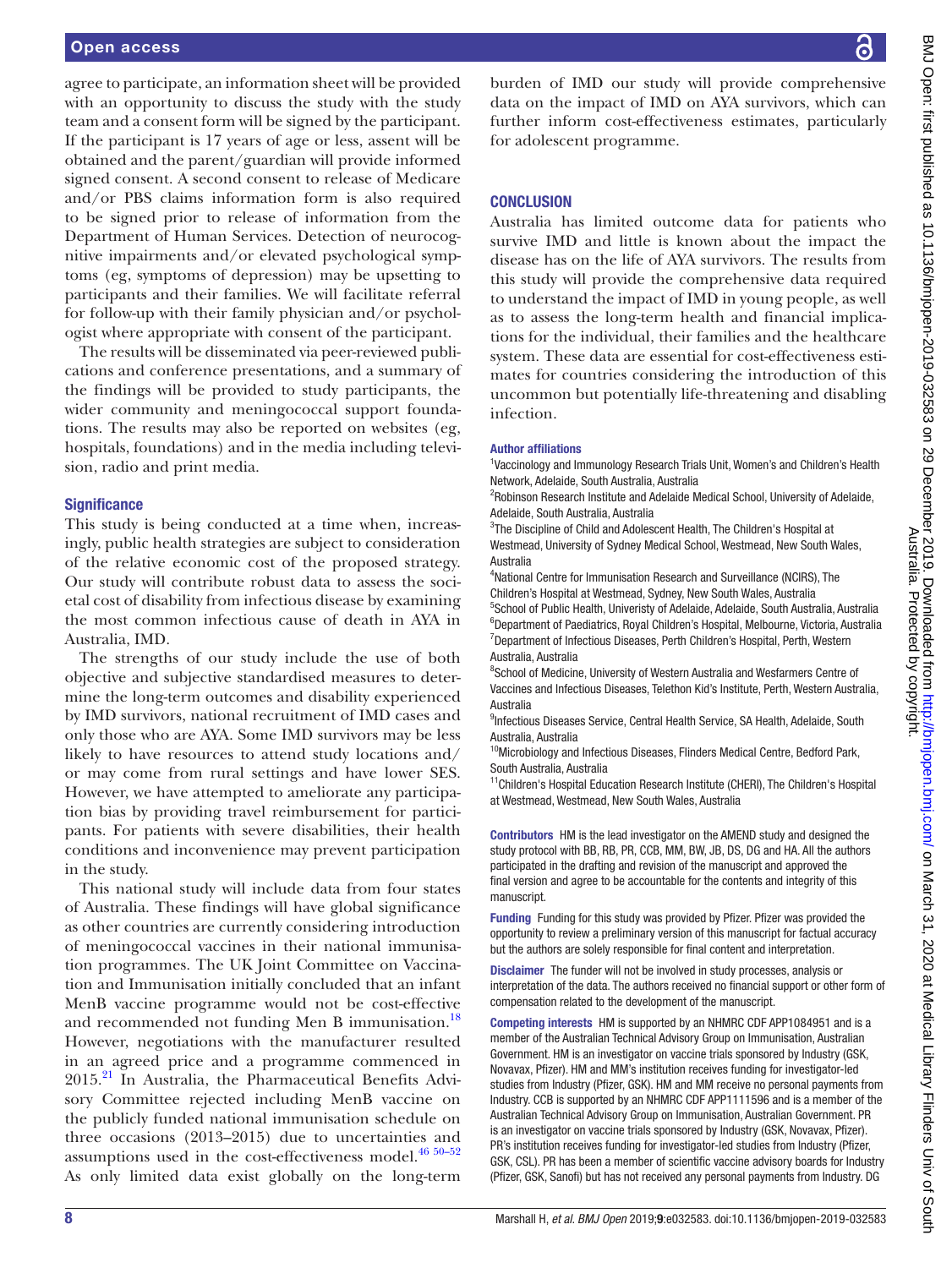agree to participate, an information sheet will be provided with an opportunity to discuss the study with the study team and a consent form will be signed by the participant. If the participant is 17 years of age or less, assent will be obtained and the parent/guardian will provide informed signed consent. A second consent to release of Medicare and/or PBS claims information form is also required to be signed prior to release of information from the Department of Human Services. Detection of neurocognitive impairments and/or elevated psychological symptoms (eg, symptoms of depression) may be upsetting to participants and their families. We will facilitate referral for follow-up with their family physician and/or psychologist where appropriate with consent of the participant.

The results will be disseminated via peer-reviewed publications and conference presentations, and a summary of the findings will be provided to study participants, the wider community and meningococcal support foundations. The results may also be reported on websites (eg, hospitals, foundations) and in the media including television, radio and print media.

### Significance

This study is being conducted at a time when, increasingly, public health strategies are subject to consideration of the relative economic cost of the proposed strategy. Our study will contribute robust data to assess the societal cost of disability from infectious disease by examining the most common infectious cause of death in AYA in Australia, IMD.

The strengths of our study include the use of both objective and subjective standardised measures to determine the long-term outcomes and disability experienced by IMD survivors, national recruitment of IMD cases and only those who are AYA. Some IMD survivors may be less likely to have resources to attend study locations and/or may come from rural settings and have lower SES. However, we have attempted to ameliorate any participation bias by providing travel reimbursement for participants. For patients with severe disabilities, their health conditions and inconvenience may prevent participation in the study.

This national study will include data from four states of Australia. These findings will have global significance as other countries are currently considering introduction of meningococcal vaccines in their national immunisation programmes. The UK Joint Committee on Vaccination and Immunisation initially concluded that an infant MenB vaccine programme would not be cost-effective and recommended not funding Men B immunisation.[18] However, negotiations with the manufacturer resulted in an agreed price and a programme commenced in 2015.[21] In Australia, the Pharmaceutical Benefits Advisory Committee rejected including MenB vaccine on the publicly funded national immunisation schedule on three occasions (2013–2015) due to uncertainties and assumptions used in the cost-effectiveness model.[46 50–52] As only limited data exist globally on the long-term burden of IMD our study will provide comprehensive data on the impact of IMD on AYA survivors, which can further inform cost-effectiveness estimates, particularly for adolescent programme.

## CONCLUSION

Australia has limited outcome data for patients who survive IMD and little is known about the impact the disease has on the life of AYA survivors. The results from this study will provide the comprehensive data required to understand the impact of IMD in young people, as well as to assess the long-term health and financial implications for the individual, their families and the healthcare system. These data are essential for cost-effectiveness estimates for countries considering the introduction of this uncommon but potentially life-threatening and disabling infection.

**Author affiliations**

[1]Vaccinology and Immunology Research Trials Unit, Women's and Children's Health Network, Adelaide, South Australia, Australia
[2]Robinson Research Institute and Adelaide Medical School, University of Adelaide, Adelaide, South Australia, Australia
[3]The Discipline of Child and Adolescent Health, The Children's Hospital at Westmead, University of Sydney Medical School, Westmead, New South Wales, Australia
[4]National Centre for Immunisation Research and Surveillance (NCIRS), The Children's Hospital at Westmead, Sydney, New South Wales, Australia
[5]School of Public Health, Univeristy of Adelaide, Adelaide, South Australia, Australia
[6]Department of Paediatrics, Royal Children's Hospital, Melbourne, Victoria, Australia
[7]Department of Infectious Diseases, Perth Children's Hospital, Perth, Western Australia, Australia
[8]School of Medicine, University of Western Australia and Wesfarmers Centre of Vaccines and Infectious Diseases, Telethon Kid's Institute, Perth, Western Australia, Australia
[9]Infectious Diseases Service, Central Health Service, SA Health, Adelaide, South Australia, Australia
[10]Microbiology and Infectious Diseases, Flinders Medical Centre, Bedford Park, South Australia, Australia
[11]Children's Hospital Education Research Institute (CHERI), The Children's Hospital at Westmead, Westmead, New South Wales, Australia

**Contributors** HM is the lead investigator on the AMEND study and designed the study protocol with BB, RB, PR, CCB, MM, BW, JB, DS, DG and HA. All the authors participated in the drafting and revision of the manuscript and approved the final version and agree to be accountable for the contents and integrity of this manuscript.

**Funding** Funding for this study was provided by Pfizer. Pfizer was provided the opportunity to review a preliminary version of this manuscript for factual accuracy but the authors are solely responsible for final content and interpretation.

**Disclaimer** The funder will not be involved in study processes, analysis or interpretation of the data. The authors received no financial support or other form of compensation related to the development of the manuscript.

**Competing interests** HM is supported by an NHMRC CDF APP1084951 and is a member of the Australian Technical Advisory Group on Immunisation, Australian Government. HM is an investigator on vaccine trials sponsored by Industry (GSK, Novavax, Pfizer). HM and MM's institution receives funding for investigator-led studies from Industry (Pfizer, GSK). HM and MM receive no personal payments from Industry. CCB is supported by an NHMRC CDF APP1111596 and is a member of the Australian Technical Advisory Group on Immunisation, Australian Government. PR is an investigator on vaccine trials sponsored by Industry (GSK, Novavax, Pfizer). PR's institution receives funding for investigator-led studies from Industry (Pfizer, GSK, CSL). PR has been a member of scientific vaccine advisory boards for Industry (Pfizer, GSK, Sanofi) but has not received any personal payments from Industry. DG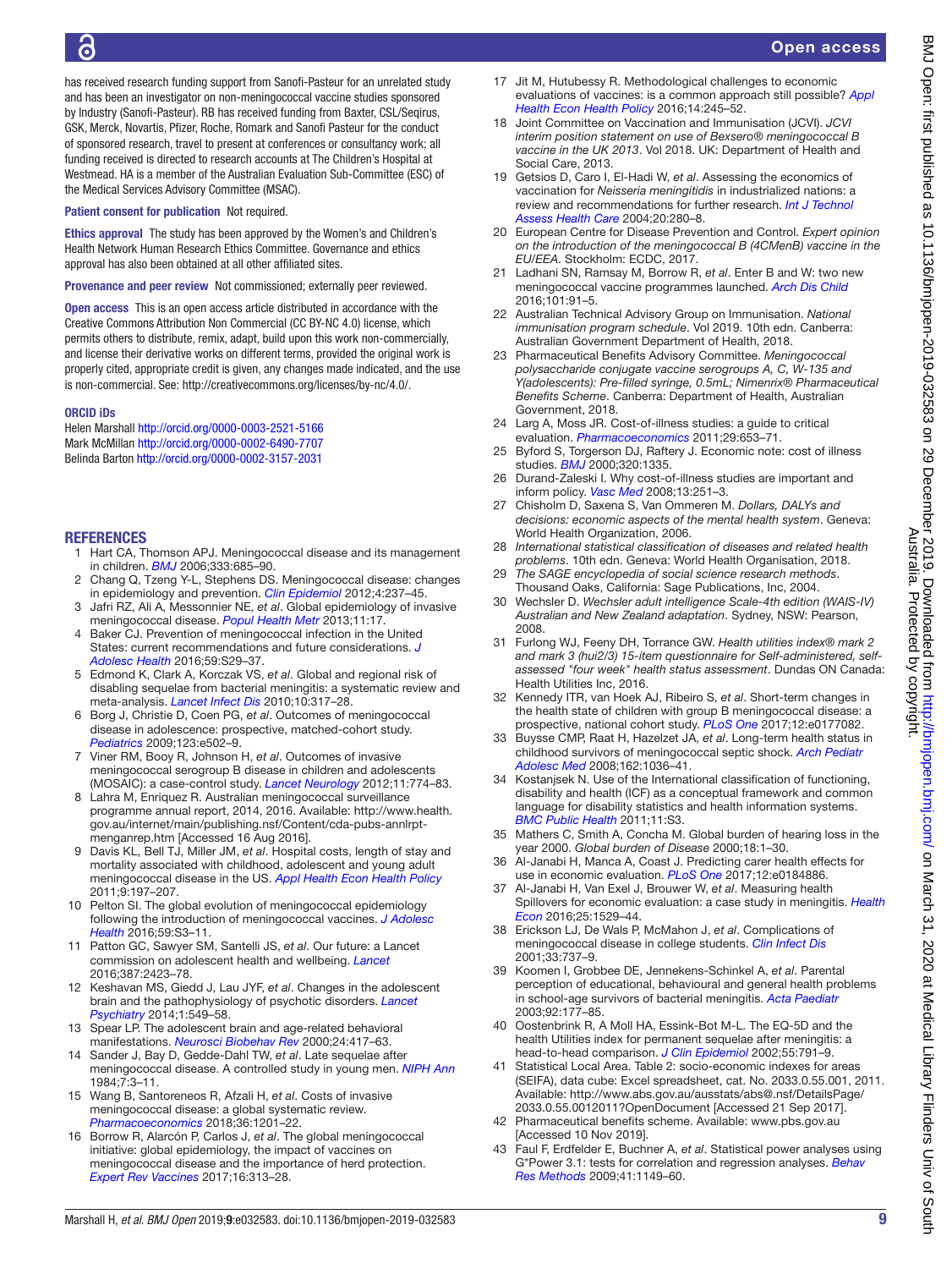has received research funding support from Sanofi-Pasteur for an unrelated study and has been an investigator on non-meningococcal vaccine studies sponsored by Industry (Sanofi-Pasteur). RB has received funding from Baxter, CSL/Seqirus, GSK, Merck, Novartis, Pfizer, Roche, Romark and Sanofi Pasteur for the conduct of sponsored research, travel to present at conferences or consultancy work; all funding received is directed to research accounts at The Children's Hospital at Westmead. HA is a member of the Australian Evaluation Sub-Committee (ESC) of the Medical Services Advisory Committee (MSAC).

**Patient consent for publication** Not required.

**Ethics approval** The study has been approved by the Women's and Children's Health Network Human Research Ethics Committee. Governance and ethics approval has also been obtained at all other affiliated sites.

**Provenance and peer review** Not commissioned; externally peer reviewed.

**Open access** This is an open access article distributed in accordance with the Creative Commons Attribution Non Commercial (CC BY-NC 4.0) license, which permits others to distribute, remix, adapt, build upon this work non-commercially, and license their derivative works on different terms, provided the original work is properly cited, appropriate credit is given, any changes made indicated, and the use is non-commercial. See: http://creativecommons.org/licenses/by-nc/4.0/.

**ORCID iDs**

Helen Marshall http://orcid.org/0000-0003-2521-5166
Mark McMillan http://orcid.org/0000-0002-6490-7707
Belinda Barton http://orcid.org/0000-0002-3157-2031

## REFERENCES

1. Hart CA, Thomson APJ. Meningococcal disease and its management in children. *BMJ* 2006;333:685–90.
2. Chang Q, Tzeng Y-L, Stephens DS. Meningococcal disease: changes in epidemiology and prevention. *Clin Epidemiol* 2012;4:237–45.
3. Jafri RZ, Ali A, Messonnier NE, *et al*. Global epidemiology of invasive meningococcal disease. *Popul Health Metr* 2013;11:17.
4. Baker CJ. Prevention of meningococcal infection in the United States: current recommendations and future considerations. *J Adolesc Health* 2016;59:S29–37.
5. Edmond K, Clark A, Korczak VS, *et al*. Global and regional risk of disabling sequelae from bacterial meningitis: a systematic review and meta-analysis. *Lancet Infect Dis* 2010;10:317–28.
6. Borg J, Christie D, Coen PG, *et al*. Outcomes of meningococcal disease in adolescence: prospective, matched-cohort study. *Pediatrics* 2009;123:e502–9.
7. Viner RM, Booy R, Johnson H, *et al*. Outcomes of invasive meningococcal serogroup B disease in children and adolescents (MOSAIC): a case-control study. *Lancet Neurology* 2012;11:774–83.
8. Lahra M, Enriquez R. Australian meningococcal surveillance programme annual report, 2014, 2016. Available: http://www.health.gov.au/internet/main/publishing.nsf/Content/cda-pubs-annlrpt-menganrep.htm [Accessed 16 Aug 2016].
9. Davis KL, Bell TJ, Miller JM, *et al*. Hospital costs, length of stay and mortality associated with childhood, adolescent and young adult meningococcal disease in the US. *Appl Health Econ Health Policy* 2011;9:197–207.
10. Pelton SI. The global evolution of meningococcal epidemiology following the introduction of meningococcal vaccines. *J Adolesc Health* 2016;59:S3–11.
11. Patton GC, Sawyer SM, Santelli JS, *et al*. Our future: a Lancet commission on adolescent health and wellbeing. *Lancet* 2016;387:2423–78.
12. Keshavan MS, Giedd J, Lau JYF, *et al*. Changes in the adolescent brain and the pathophysiology of psychotic disorders. *Lancet Psychiatry* 2014;1:549–58.
13. Spear LP. The adolescent brain and age-related behavioral manifestations. *Neurosci Biobehav Rev* 2000;24:417–63.
14. Sander J, Bay D, Gedde-Dahl TW, *et al*. Late sequelae after meningococcal disease. A controlled study in young men. *NIPH Ann* 1984;7:3–11.
15. Wang B, Santoreneos R, Afzali H, *et al*. Costs of invasive meningococcal disease: a global systematic review. *Pharmacoeconomics* 2018;36:1201–22.
16. Borrow R, Alarcón P, Carlos J, *et al*. The global meningococcal initiative: global epidemiology, the impact of vaccines on meningococcal disease and the importance of herd protection. *Expert Rev Vaccines* 2017;16:313–28.
17. Jit M, Hutubessy R. Methodological challenges to economic evaluations of vaccines: is a common approach still possible? *Appl Health Econ Health Policy* 2016;14:245–52.
18. Joint Committee on Vaccination and Immunisation (JCVI). *JCVI interim position statement on use of Bexsero® meningococcal B vaccine in the UK 2013*. Vol 2018. UK: Department of Health and Social Care, 2013.
19. Getsios D, Caro I, El-Hadi W, *et al*. Assessing the economics of vaccination for *Neisseria meningitidis* in industrialized nations: a review and recommendations for further research. *Int J Technol Assess Health Care* 2004;20:280–8.
20. European Centre for Disease Prevention and Control. *Expert opinion on the introduction of the meningococcal B (4CMenB) vaccine in the EU/EEA*. Stockholm: ECDC, 2017.
21. Ladhani SN, Ramsay M, Borrow R, *et al*. Enter B and W: two new meningococcal vaccine programmes launched. *Arch Dis Child* 2016;101:91–5.
22. Australian Technical Advisory Group on Immunisation. *National immunisation program schedule*. Vol 2019. 10th edn. Canberra: Australian Government Department of Health, 2018.
23. Pharmaceutical Benefits Advisory Committee. *Meningococcal polysaccharide conjugate vaccine serogroups A, C, W-135 and Y(adolescents): Pre-filled syringe, 0.5mL; Nimenrix® Pharmaceutical Benefits Scheme*. Canberra: Department of Health, Australian Government, 2018.
24. Larg A, Moss JR. Cost-of-illness studies: a guide to critical evaluation. *Pharmacoeconomics* 2011;29:653–71.
25. Byford S, Torgerson DJ, Raftery J. Economic note: cost of illness studies. *BMJ* 2000;320:1335.
26. Durand-Zaleski I. Why cost-of-illness studies are important and inform policy. *Vasc Med* 2008;13:251–3.
27. Chisholm D, Saxena S, Van Ommeren M. *Dollars, DALYs and decisions: economic aspects of the mental health system*. Geneva: World Health Organization, 2006.
28. *International statistical classification of diseases and related health problems*. 10th edn. Geneva: World Health Organisation, 2018.
29. *The SAGE encyclopedia of social science research methods*. Thousand Oaks, California: Sage Publications, Inc, 2004.
30. Wechsler D. *Wechsler adult intelligence Scale-4th edition (WAIS-IV) Australian and New Zealand adaptation*. Sydney, NSW: Pearson, 2008.
31. Furlong WJ, Feeny DH, Torrance GW. *Health utilities index® mark 2 and mark 3 (hui2/3) 15-item questionnaire for Self-administered, self-assessed "four week" health status assessment*. Dundas ON Canada: Health Utilities Inc, 2016.
32. Kennedy ITR, van Hoek AJ, Ribeiro S, *et al*. Short-term changes in the health state of children with group B meningococcal disease: a prospective, national cohort study. *PLoS One* 2017;12:e0177082.
33. Buysse CMP, Raat H, Hazelzet JA, *et al*. Long-term health status in childhood survivors of meningococcal septic shock. *Arch Pediatr Adolesc Med* 2008;162:1036–41.
34. Kostanjsek N. Use of the International classification of functioning, disability and health (ICF) as a conceptual framework and common language for disability statistics and health information systems. *BMC Public Health* 2011;11:S3.
35. Mathers C, Smith A, Concha M. Global burden of hearing loss in the year 2000. *Global burden of Disease* 2000;18:1–30.
36. Al-Janabi H, Manca A, Coast J. Predicting carer health effects for use in economic evaluation. *PLoS One* 2017;12:e0184886.
37. Al-Janabi H, Van Exel J, Brouwer W, *et al*. Measuring health Spillovers for economic evaluation: a case study in meningitis. *Health Econ* 2016;25:1529–44.
38. Erickson LJ, De Wals P, McMahon J, *et al*. Complications of meningococcal disease in college students. *Clin Infect Dis* 2001;33:737–9.
39. Koomen I, Grobbee DE, Jennekens-Schinkel A, *et al*. Parental perception of educational, behavioural and general health problems in school-age survivors of bacterial meningitis. *Acta Paediatr* 2003;92:177–85.
40. Oostenbrink R, A Moll HA, Essink-Bot M-L. The EQ-5D and the health Utilities index for permanent sequelae after meningitis: a head-to-head comparison. *J Clin Epidemiol* 2002;55:791–9.
41. Statistical Local Area. Table 2: socio-economic indexes for areas (SEIFA), data cube: Excel spreadsheet, cat. No. 2033.0.55.001, 2011. Available: http://www.abs.gov.au/ausstats/abs@.nsf/DetailsPage/2033.0.55.0012011?OpenDocument [Accessed 21 Sep 2017].
42. Pharmaceutical benefits scheme. Available: www.pbs.gov.au [Accessed 10 Nov 2019].
43. Faul F, Erdfelder E, Buchner A, *et al*. Statistical power analyses using G*Power 3.1: tests for correlation and regression analyses. *Behav Res Methods* 2009;41:1149–60.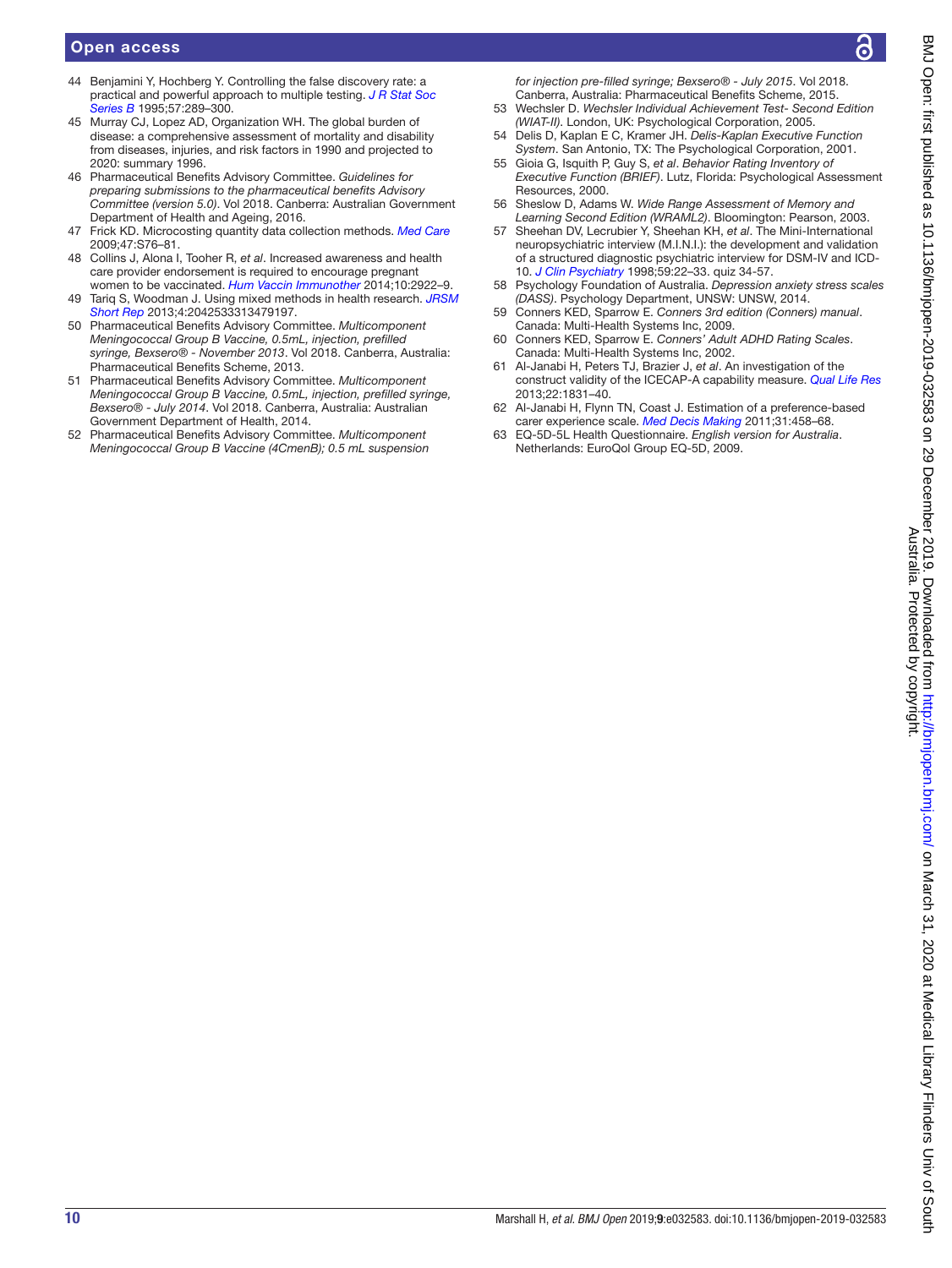44 Benjamini Y, Hochberg Y. Controlling the false discovery rate: a practical and powerful approach to multiple testing. *J R Stat Soc Series B* 1995;57:289–300.

45 Murray CJ, Lopez AD, Organization WH. The global burden of disease: a comprehensive assessment of mortality and disability from diseases, injuries, and risk factors in 1990 and projected to 2020: summary 1996.

46 Pharmaceutical Benefits Advisory Committee. *Guidelines for preparing submissions to the pharmaceutical benefits Advisory Committee (version 5.0)*. Vol 2018. Canberra: Australian Government Department of Health and Ageing, 2016.

47 Frick KD. Microcosting quantity data collection methods. *Med Care* 2009;47:S76–81.

48 Collins J, Alona I, Tooher R, *et al*. Increased awareness and health care provider endorsement is required to encourage pregnant women to be vaccinated. *Hum Vaccin Immunother* 2014;10:2922–9.

49 Tariq S, Woodman J. Using mixed methods in health research. *JRSM Short Rep* 2013;4:2042533313479197.

50 Pharmaceutical Benefits Advisory Committee. *Multicomponent Meningococcal Group B Vaccine, 0.5mL, injection, prefilled syringe, Bexsero® - November 2013*. Vol 2018. Canberra, Australia: Pharmaceutical Benefits Scheme, 2013.

51 Pharmaceutical Benefits Advisory Committee. *Multicomponent Meningococcal Group B Vaccine, 0.5mL, injection, prefilled syringe, Bexsero® - July 2014*. Vol 2018. Canberra, Australia: Australian Government Department of Health, 2014.

52 Pharmaceutical Benefits Advisory Committee. *Multicomponent Meningococcal Group B Vaccine (4CmenB); 0.5 mL suspension for injection pre-filled syringe; Bexsero® - July 2015*. Vol 2018. Canberra, Australia: Pharmaceutical Benefits Scheme, 2015.

53 Wechsler D. *Wechsler Individual Achievement Test- Second Edition (WIAT-II)*. London, UK: Psychological Corporation, 2005.

54 Delis D, Kaplan E C, Kramer JH. *Delis-Kaplan Executive Function System*. San Antonio, TX: The Psychological Corporation, 2001.

55 Gioia G, Isquith P, Guy S, *et al*. *Behavior Rating Inventory of Executive Function (BRIEF)*. Lutz, Florida: Psychological Assessment Resources, 2000.

56 Sheslow D, Adams W. *Wide Range Assessment of Memory and Learning Second Edition (WRAML2)*. Bloomington: Pearson, 2003.

57 Sheehan DV, Lecrubier Y, Sheehan KH, *et al*. The Mini-International neuropsychiatric interview (M.I.N.I.): the development and validation of a structured diagnostic psychiatric interview for DSM-IV and ICD-10. *J Clin Psychiatry* 1998;59:22–33. quiz 34-57.

58 Psychology Foundation of Australia. *Depression anxiety stress scales (DASS)*. Psychology Department, UNSW: UNSW, 2014.

59 Conners KED, Sparrow E. *Conners 3rd edition (Conners) manual*. Canada: Multi-Health Systems Inc, 2009.

60 Conners KED, Sparrow E. *Conners' Adult ADHD Rating Scales*. Canada: Multi-Health Systems Inc, 2002.

61 Al-Janabi H, Peters TJ, Brazier J, *et al*. An investigation of the construct validity of the ICECAP-A capability measure. *Qual Life Res* 2013;22:1831–40.

62 Al-Janabi H, Flynn TN, Coast J. Estimation of a preference-based carer experience scale. *Med Decis Making* 2011;31:458–68.

63 EQ-5D-5L Health Questionnaire. *English version for Australia*. Netherlands: EuroQol Group EQ-5D, 2009.